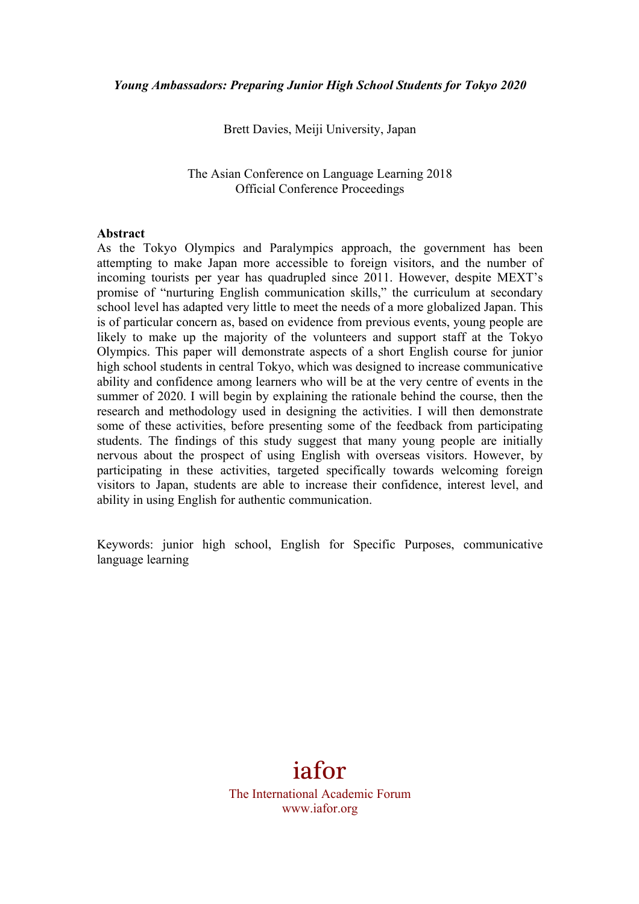***Young Ambassadors: Preparing Junior High School Students for Tokyo 2020***

Brett Davies, Meiji University, Japan

The Asian Conference on Language Learning 2018
Official Conference Proceedings

**Abstract**

As the Tokyo Olympics and Paralympics approach, the government has been attempting to make Japan more accessible to foreign visitors, and the number of incoming tourists per year has quadrupled since 2011. However, despite MEXT's promise of "nurturing English communication skills," the curriculum at secondary school level has adapted very little to meet the needs of a more globalized Japan. This is of particular concern as, based on evidence from previous events, young people are likely to make up the majority of the volunteers and support staff at the Tokyo Olympics. This paper will demonstrate aspects of a short English course for junior high school students in central Tokyo, which was designed to increase communicative ability and confidence among learners who will be at the very centre of events in the summer of 2020. I will begin by explaining the rationale behind the course, then the research and methodology used in designing the activities. I will then demonstrate some of these activities, before presenting some of the feedback from participating students. The findings of this study suggest that many young people are initially nervous about the prospect of using English with overseas visitors. However, by participating in these activities, targeted specifically towards welcoming foreign visitors to Japan, students are able to increase their confidence, interest level, and ability in using English for authentic communication.

Keywords: junior high school, English for Specific Purposes, communicative language learning

iafor

The International Academic Forum
www.iafor.org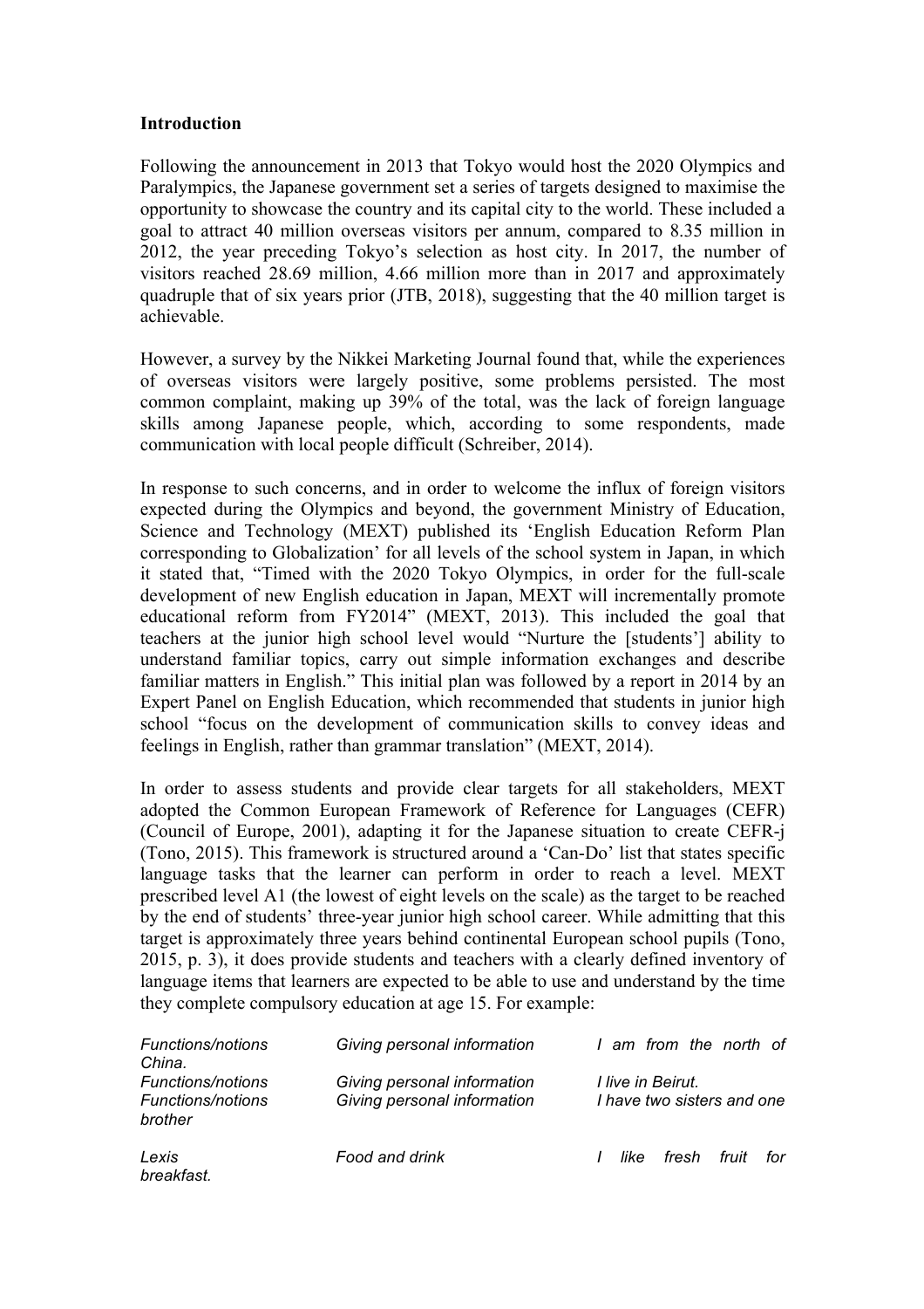## Introduction

Following the announcement in 2013 that Tokyo would host the 2020 Olympics and Paralympics, the Japanese government set a series of targets designed to maximise the opportunity to showcase the country and its capital city to the world. These included a goal to attract 40 million overseas visitors per annum, compared to 8.35 million in 2012, the year preceding Tokyo's selection as host city. In 2017, the number of visitors reached 28.69 million, 4.66 million more than in 2017 and approximately quadruple that of six years prior (JTB, 2018), suggesting that the 40 million target is achievable.

However, a survey by the Nikkei Marketing Journal found that, while the experiences of overseas visitors were largely positive, some problems persisted. The most common complaint, making up 39% of the total, was the lack of foreign language skills among Japanese people, which, according to some respondents, made communication with local people difficult (Schreiber, 2014).

In response to such concerns, and in order to welcome the influx of foreign visitors expected during the Olympics and beyond, the government Ministry of Education, Science and Technology (MEXT) published its 'English Education Reform Plan corresponding to Globalization' for all levels of the school system in Japan, in which it stated that, "Timed with the 2020 Tokyo Olympics, in order for the full-scale development of new English education in Japan, MEXT will incrementally promote educational reform from FY2014" (MEXT, 2013). This included the goal that teachers at the junior high school level would "Nurture the [students'] ability to understand familiar topics, carry out simple information exchanges and describe familiar matters in English." This initial plan was followed by a report in 2014 by an Expert Panel on English Education, which recommended that students in junior high school "focus on the development of communication skills to convey ideas and feelings in English, rather than grammar translation" (MEXT, 2014).

In order to assess students and provide clear targets for all stakeholders, MEXT adopted the Common European Framework of Reference for Languages (CEFR) (Council of Europe, 2001), adapting it for the Japanese situation to create CEFR-j (Tono, 2015). This framework is structured around a 'Can-Do' list that states specific language tasks that the learner can perform in order to reach a level. MEXT prescribed level A1 (the lowest of eight levels on the scale) as the target to be reached by the end of students' three-year junior high school career. While admitting that this target is approximately three years behind continental European school pupils (Tono, 2015, p. 3), it does provide students and teachers with a clearly defined inventory of language items that learners are expected to be able to use and understand by the time they complete compulsory education at age 15. For example:

| | | |
|---|---|---|
| *Functions/notions* | *Giving personal information* | *I am from the north of China.* |
| *Functions/notions* | *Giving personal information* | *I live in Beirut.* |
| *Functions/notions* | *Giving personal information* | *I have two sisters and one brother* |
| *Lexis* | *Food and drink* | *I like fresh fruit for breakfast.* |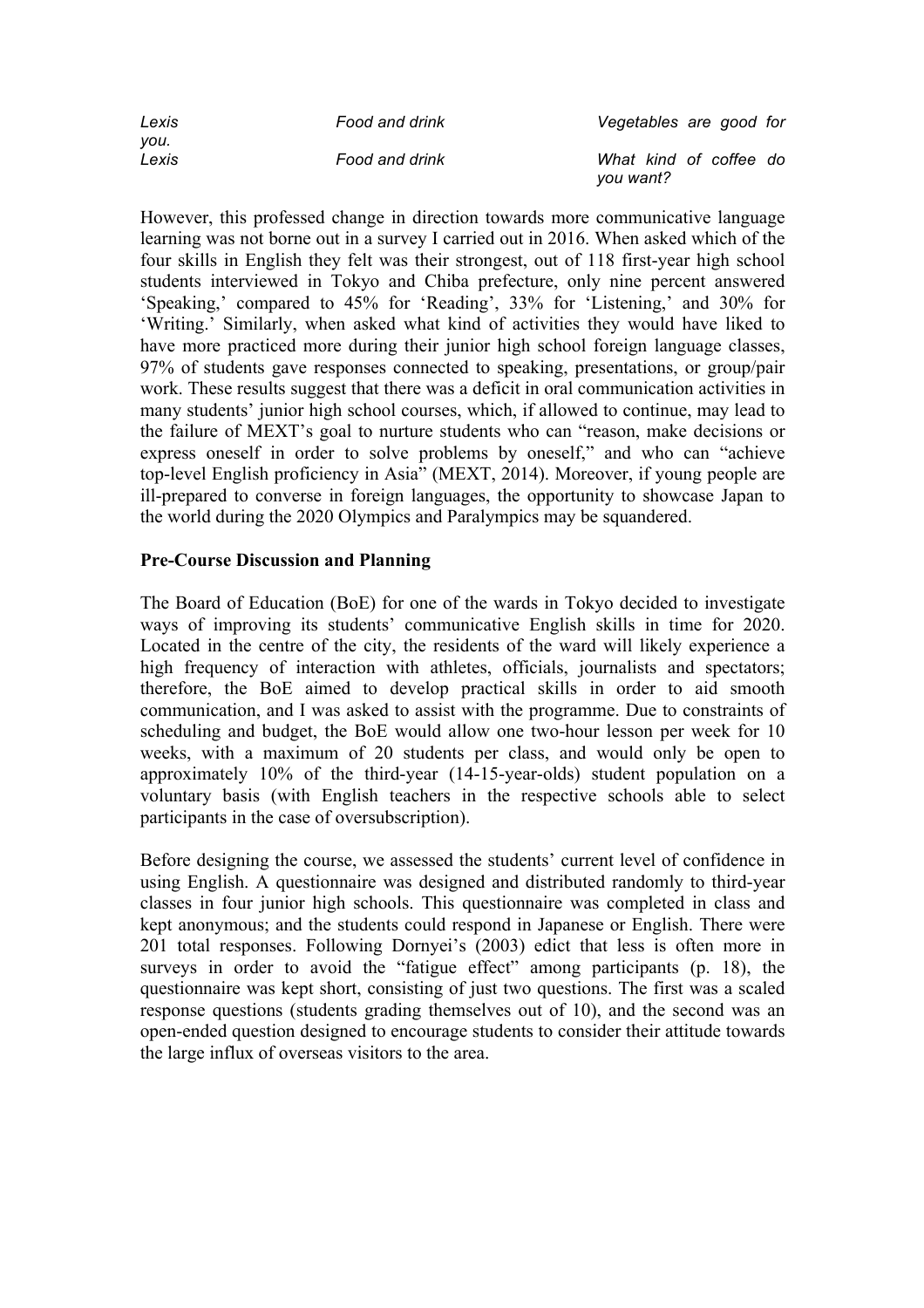| | | |
|---|---|---|
| *Lexis* | *Food and drink* | *Vegetables are good for you.* |
| *Lexis* | *Food and drink* | *What kind of coffee do you want?* |

However, this professed change in direction towards more communicative language learning was not borne out in a survey I carried out in 2016. When asked which of the four skills in English they felt was their strongest, out of 118 first-year high school students interviewed in Tokyo and Chiba prefecture, only nine percent answered 'Speaking,' compared to 45% for 'Reading', 33% for 'Listening,' and 30% for 'Writing.' Similarly, when asked what kind of activities they would have liked to have more practiced more during their junior high school foreign language classes, 97% of students gave responses connected to speaking, presentations, or group/pair work. These results suggest that there was a deficit in oral communication activities in many students' junior high school courses, which, if allowed to continue, may lead to the failure of MEXT's goal to nurture students who can "reason, make decisions or express oneself in order to solve problems by oneself," and who can "achieve top-level English proficiency in Asia" (MEXT, 2014). Moreover, if young people are ill-prepared to converse in foreign languages, the opportunity to showcase Japan to the world during the 2020 Olympics and Paralympics may be squandered.

**Pre-Course Discussion and Planning**

The Board of Education (BoE) for one of the wards in Tokyo decided to investigate ways of improving its students' communicative English skills in time for 2020. Located in the centre of the city, the residents of the ward will likely experience a high frequency of interaction with athletes, officials, journalists and spectators; therefore, the BoE aimed to develop practical skills in order to aid smooth communication, and I was asked to assist with the programme. Due to constraints of scheduling and budget, the BoE would allow one two-hour lesson per week for 10 weeks, with a maximum of 20 students per class, and would only be open to approximately 10% of the third-year (14-15-year-olds) student population on a voluntary basis (with English teachers in the respective schools able to select participants in the case of oversubscription).

Before designing the course, we assessed the students' current level of confidence in using English. A questionnaire was designed and distributed randomly to third-year classes in four junior high schools. This questionnaire was completed in class and kept anonymous; and the students could respond in Japanese or English. There were 201 total responses. Following Dornyei's (2003) edict that less is often more in surveys in order to avoid the "fatigue effect" among participants (p. 18), the questionnaire was kept short, consisting of just two questions. The first was a scaled response questions (students grading themselves out of 10), and the second was an open-ended question designed to encourage students to consider their attitude towards the large influx of overseas visitors to the area.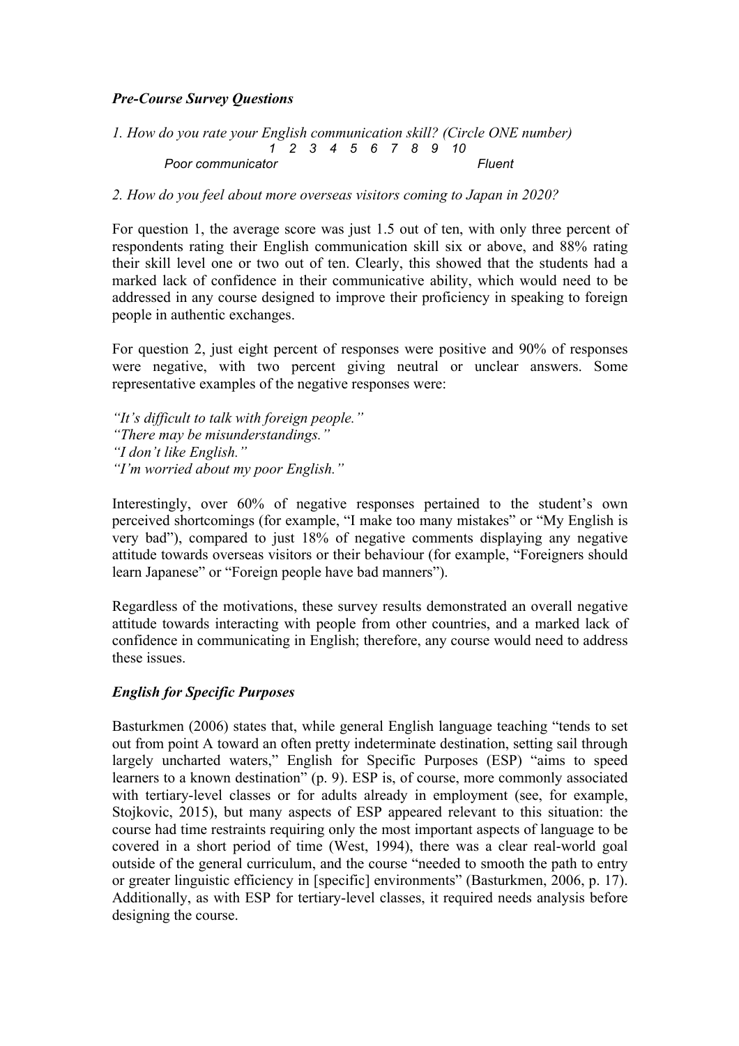### *Pre-Course Survey Questions*

*1. How do you rate your English communication skill? (Circle ONE number)*

*1 2 3 4 5 6 7 8 9 10*

*Poor communicator* *Fluent*

*2. How do you feel about more overseas visitors coming to Japan in 2020?*

For question 1, the average score was just 1.5 out of ten, with only three percent of respondents rating their English communication skill six or above, and 88% rating their skill level one or two out of ten. Clearly, this showed that the students had a marked lack of confidence in their communicative ability, which would need to be addressed in any course designed to improve their proficiency in speaking to foreign people in authentic exchanges.

For question 2, just eight percent of responses were positive and 90% of responses were negative, with two percent giving neutral or unclear answers. Some representative examples of the negative responses were:

*"It's difficult to talk with foreign people."*
*"There may be misunderstandings."*
*"I don't like English."*
*"I'm worried about my poor English."*

Interestingly, over 60% of negative responses pertained to the student's own perceived shortcomings (for example, "I make too many mistakes" or "My English is very bad"), compared to just 18% of negative comments displaying any negative attitude towards overseas visitors or their behaviour (for example, "Foreigners should learn Japanese" or "Foreign people have bad manners").

Regardless of the motivations, these survey results demonstrated an overall negative attitude towards interacting with people from other countries, and a marked lack of confidence in communicating in English; therefore, any course would need to address these issues.

### *English for Specific Purposes*

Basturkmen (2006) states that, while general English language teaching "tends to set out from point A toward an often pretty indeterminate destination, setting sail through largely uncharted waters," English for Specific Purposes (ESP) "aims to speed learners to a known destination" (p. 9). ESP is, of course, more commonly associated with tertiary-level classes or for adults already in employment (see, for example, Stojkovic, 2015), but many aspects of ESP appeared relevant to this situation: the course had time restraints requiring only the most important aspects of language to be covered in a short period of time (West, 1994), there was a clear real-world goal outside of the general curriculum, and the course "needed to smooth the path to entry or greater linguistic efficiency in [specific] environments" (Basturkmen, 2006, p. 17). Additionally, as with ESP for tertiary-level classes, it required needs analysis before designing the course.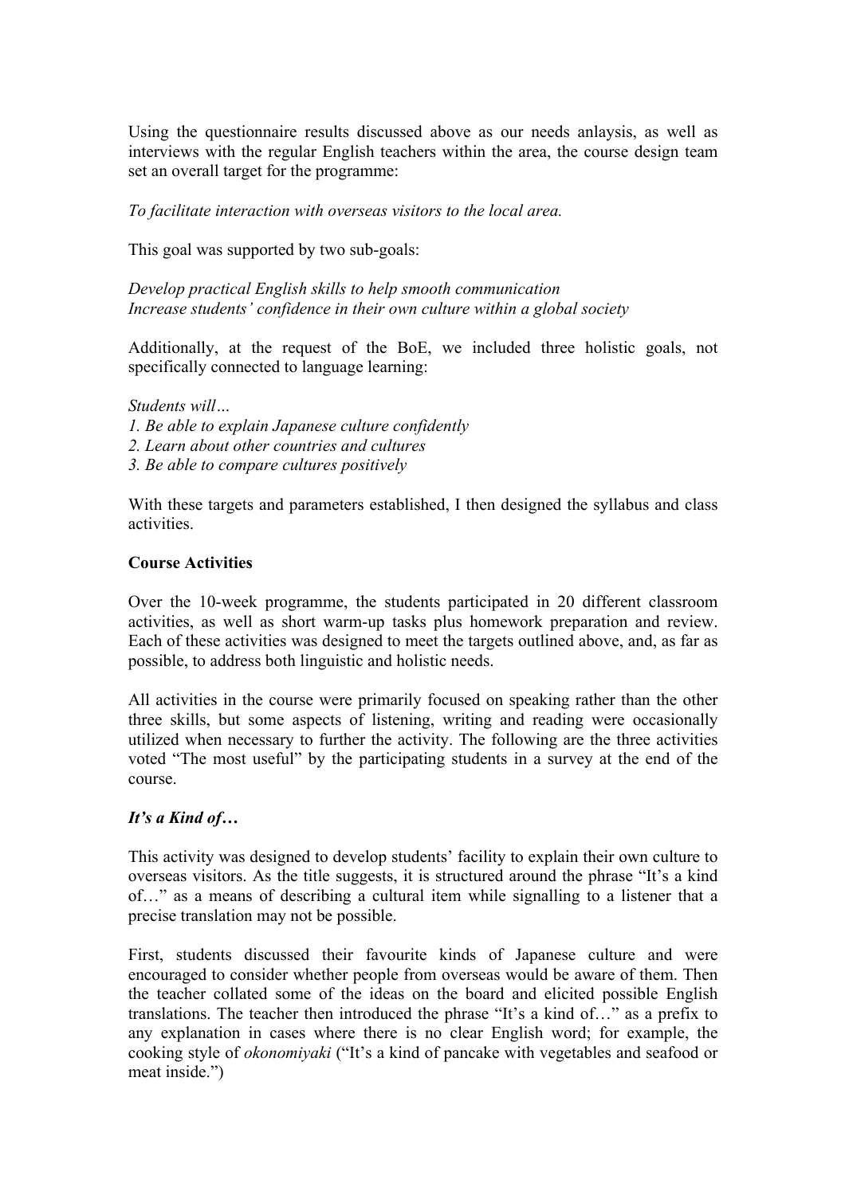Using the questionnaire results discussed above as our needs anlaysis, as well as interviews with the regular English teachers within the area, the course design team set an overall target for the programme:

*To facilitate interaction with overseas visitors to the local area.*

This goal was supported by two sub-goals:

*Develop practical English skills to help smooth communication*
*Increase students' confidence in their own culture within a global society*

Additionally, at the request of the BoE, we included three holistic goals, not specifically connected to language learning:

*Students will…*
*1. Be able to explain Japanese culture confidently*
*2. Learn about other countries and cultures*
*3. Be able to compare cultures positively*

With these targets and parameters established, I then designed the syllabus and class activities.

**Course Activities**

Over the 10-week programme, the students participated in 20 different classroom activities, as well as short warm-up tasks plus homework preparation and review. Each of these activities was designed to meet the targets outlined above, and, as far as possible, to address both linguistic and holistic needs.

All activities in the course were primarily focused on speaking rather than the other three skills, but some aspects of listening, writing and reading were occasionally utilized when necessary to further the activity. The following are the three activities voted "The most useful" by the participating students in a survey at the end of the course.

***It's a Kind of…***

This activity was designed to develop students' facility to explain their own culture to overseas visitors. As the title suggests, it is structured around the phrase "It's a kind of…" as a means of describing a cultural item while signalling to a listener that a precise translation may not be possible.

First, students discussed their favourite kinds of Japanese culture and were encouraged to consider whether people from overseas would be aware of them. Then the teacher collated some of the ideas on the board and elicited possible English translations. The teacher then introduced the phrase "It's a kind of…" as a prefix to any explanation in cases where there is no clear English word; for example, the cooking style of *okonomiyaki* ("It's a kind of pancake with vegetables and seafood or meat inside.")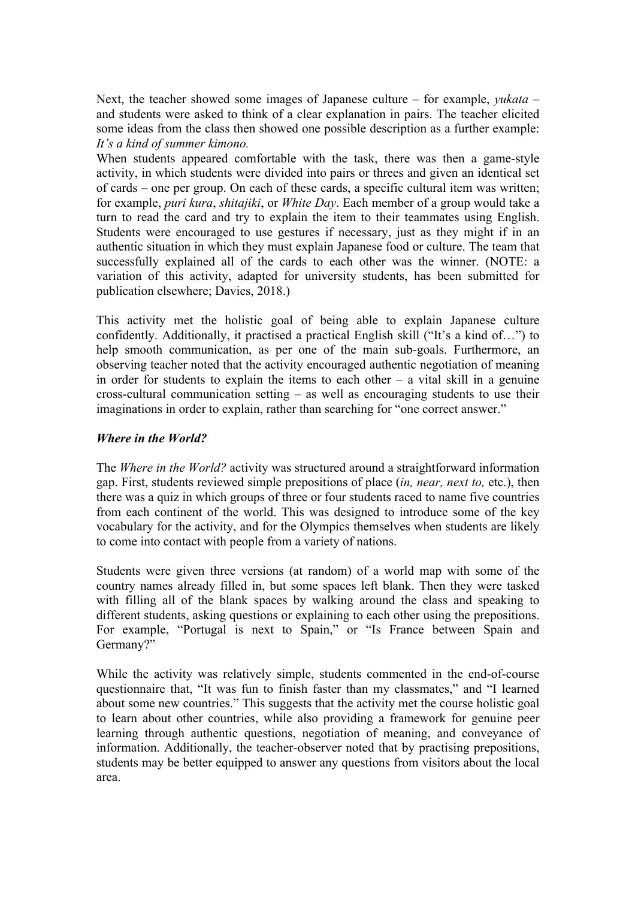Next, the teacher showed some images of Japanese culture – for example, *yukata* – and students were asked to think of a clear explanation in pairs. The teacher elicited some ideas from the class then showed one possible description as a further example: *It's a kind of summer kimono.*

When students appeared comfortable with the task, there was then a game-style activity, in which students were divided into pairs or threes and given an identical set of cards – one per group. On each of these cards, a specific cultural item was written; for example, *puri kura*, *shitajiki*, or *White Day*. Each member of a group would take a turn to read the card and try to explain the item to their teammates using English. Students were encouraged to use gestures if necessary, just as they might if in an authentic situation in which they must explain Japanese food or culture. The team that successfully explained all of the cards to each other was the winner. (NOTE: a variation of this activity, adapted for university students, has been submitted for publication elsewhere; Davies, 2018.)

This activity met the holistic goal of being able to explain Japanese culture confidently. Additionally, it practised a practical English skill ("It's a kind of…") to help smooth communication, as per one of the main sub-goals. Furthermore, an observing teacher noted that the activity encouraged authentic negotiation of meaning in order for students to explain the items to each other – a vital skill in a genuine cross-cultural communication setting – as well as encouraging students to use their imaginations in order to explain, rather than searching for "one correct answer."

### *Where in the World?*

The *Where in the World?* activity was structured around a straightforward information gap. First, students reviewed simple prepositions of place (*in, near, next to,* etc.), then there was a quiz in which groups of three or four students raced to name five countries from each continent of the world. This was designed to introduce some of the key vocabulary for the activity, and for the Olympics themselves when students are likely to come into contact with people from a variety of nations.

Students were given three versions (at random) of a world map with some of the country names already filled in, but some spaces left blank. Then they were tasked with filling all of the blank spaces by walking around the class and speaking to different students, asking questions or explaining to each other using the prepositions. For example, "Portugal is next to Spain," or "Is France between Spain and Germany?"

While the activity was relatively simple, students commented in the end-of-course questionnaire that, "It was fun to finish faster than my classmates," and "I learned about some new countries." This suggests that the activity met the course holistic goal to learn about other countries, while also providing a framework for genuine peer learning through authentic questions, negotiation of meaning, and conveyance of information. Additionally, the teacher-observer noted that by practising prepositions, students may be better equipped to answer any questions from visitors about the local area.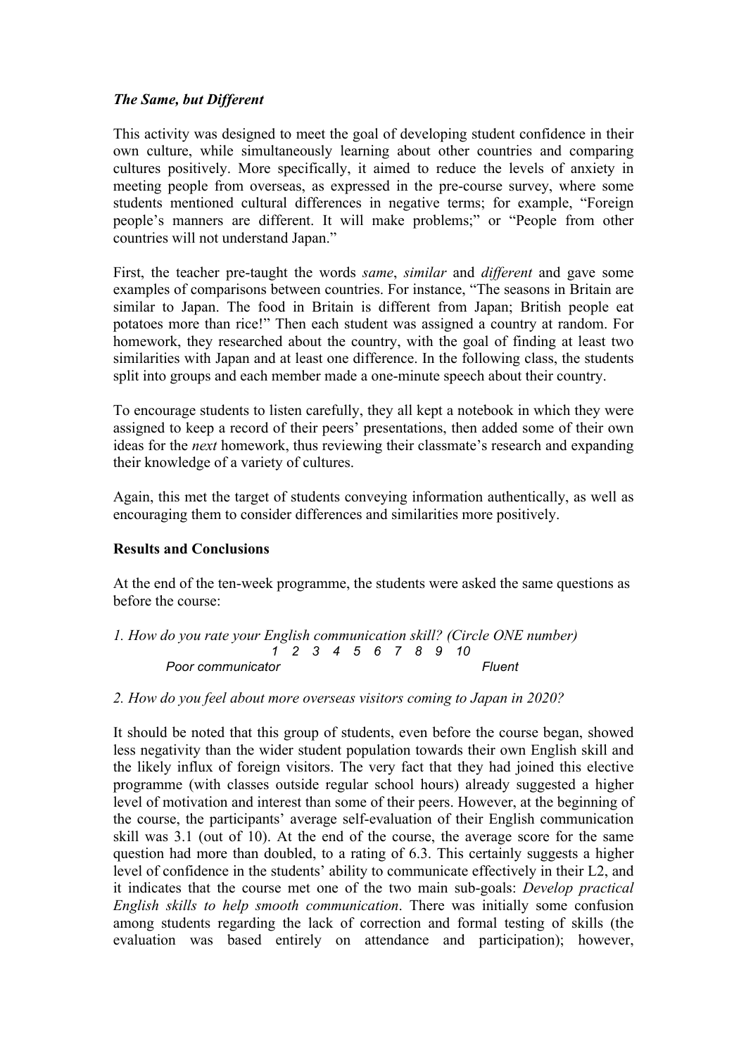### *The Same, but Different*

This activity was designed to meet the goal of developing student confidence in their own culture, while simultaneously learning about other countries and comparing cultures positively. More specifically, it aimed to reduce the levels of anxiety in meeting people from overseas, as expressed in the pre-course survey, where some students mentioned cultural differences in negative terms; for example, "Foreign people's manners are different. It will make problems;" or "People from other countries will not understand Japan."

First, the teacher pre-taught the words *same*, *similar* and *different* and gave some examples of comparisons between countries. For instance, "The seasons in Britain are similar to Japan. The food in Britain is different from Japan; British people eat potatoes more than rice!" Then each student was assigned a country at random. For homework, they researched about the country, with the goal of finding at least two similarities with Japan and at least one difference. In the following class, the students split into groups and each member made a one-minute speech about their country.

To encourage students to listen carefully, they all kept a notebook in which they were assigned to keep a record of their peers' presentations, then added some of their own ideas for the *next* homework, thus reviewing their classmate's research and expanding their knowledge of a variety of cultures.

Again, this met the target of students conveying information authentically, as well as encouraging them to consider differences and similarities more positively.

## Results and Conclusions

At the end of the ten-week programme, the students were asked the same questions as before the course:

*1. How do you rate your English communication skill? (Circle ONE number)*

*1 2 3 4 5 6 7 8 9 10*

*Poor communicator* *Fluent*

*2. How do you feel about more overseas visitors coming to Japan in 2020?*

It should be noted that this group of students, even before the course began, showed less negativity than the wider student population towards their own English skill and the likely influx of foreign visitors. The very fact that they had joined this elective programme (with classes outside regular school hours) already suggested a higher level of motivation and interest than some of their peers. However, at the beginning of the course, the participants' average self-evaluation of their English communication skill was 3.1 (out of 10). At the end of the course, the average score for the same question had more than doubled, to a rating of 6.3. This certainly suggests a higher level of confidence in the students' ability to communicate effectively in their L2, and it indicates that the course met one of the two main sub-goals: *Develop practical English skills to help smooth communication*. There was initially some confusion among students regarding the lack of correction and formal testing of skills (the evaluation was based entirely on attendance and participation); however,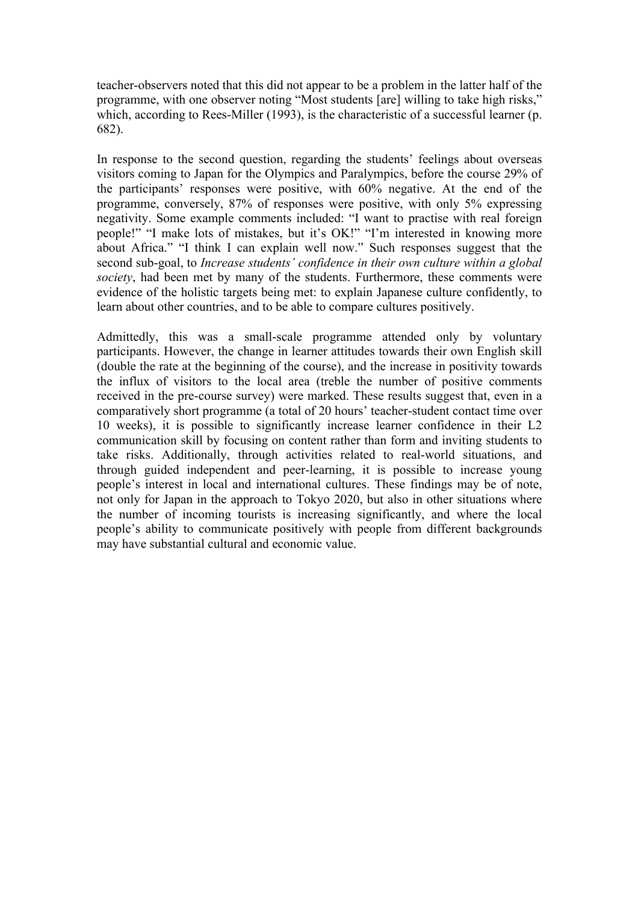teacher-observers noted that this did not appear to be a problem in the latter half of the programme, with one observer noting "Most students [are] willing to take high risks," which, according to Rees-Miller (1993), is the characteristic of a successful learner (p. 682).

In response to the second question, regarding the students' feelings about overseas visitors coming to Japan for the Olympics and Paralympics, before the course 29% of the participants' responses were positive, with 60% negative. At the end of the programme, conversely, 87% of responses were positive, with only 5% expressing negativity. Some example comments included: "I want to practise with real foreign people!" "I make lots of mistakes, but it's OK!" "I'm interested in knowing more about Africa." "I think I can explain well now." Such responses suggest that the second sub-goal, to *Increase students' confidence in their own culture within a global society*, had been met by many of the students. Furthermore, these comments were evidence of the holistic targets being met: to explain Japanese culture confidently, to learn about other countries, and to be able to compare cultures positively.

Admittedly, this was a small-scale programme attended only by voluntary participants. However, the change in learner attitudes towards their own English skill (double the rate at the beginning of the course), and the increase in positivity towards the influx of visitors to the local area (treble the number of positive comments received in the pre-course survey) were marked. These results suggest that, even in a comparatively short programme (a total of 20 hours' teacher-student contact time over 10 weeks), it is possible to significantly increase learner confidence in their L2 communication skill by focusing on content rather than form and inviting students to take risks. Additionally, through activities related to real-world situations, and through guided independent and peer-learning, it is possible to increase young people's interest in local and international cultures. These findings may be of note, not only for Japan in the approach to Tokyo 2020, but also in other situations where the number of incoming tourists is increasing significantly, and where the local people's ability to communicate positively with people from different backgrounds may have substantial cultural and economic value.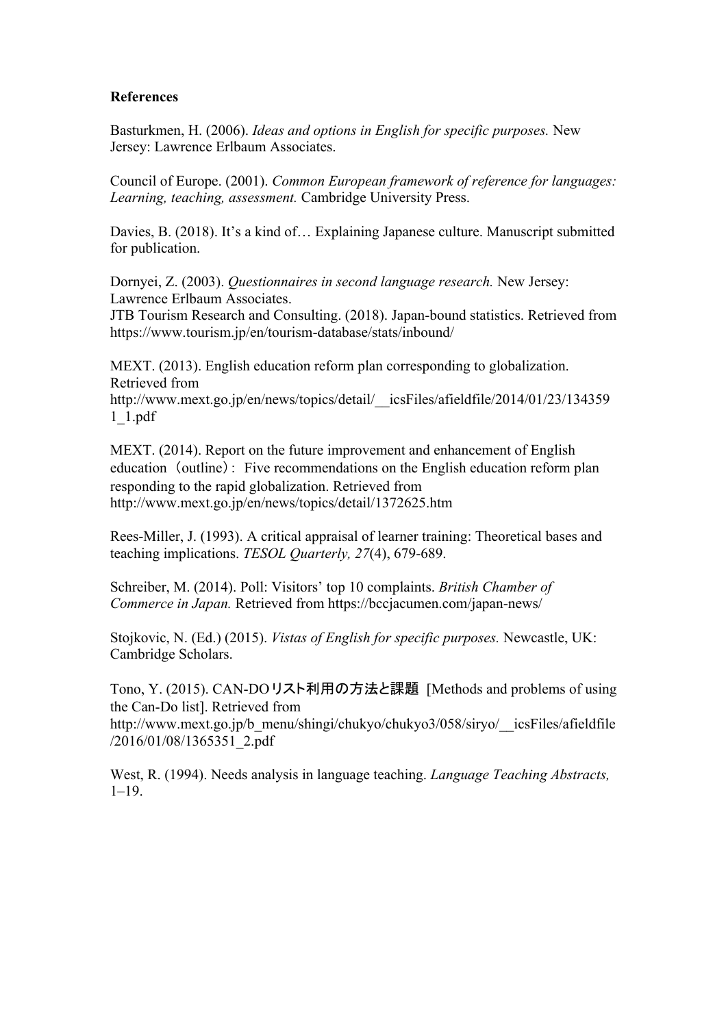**References**

Basturkmen, H. (2006). *Ideas and options in English for specific purposes.* New Jersey: Lawrence Erlbaum Associates.

Council of Europe. (2001). *Common European framework of reference for languages: Learning, teaching, assessment.* Cambridge University Press.

Davies, B. (2018). It's a kind of… Explaining Japanese culture. Manuscript submitted for publication.

Dornyei, Z. (2003). *Questionnaires in second language research.* New Jersey: Lawrence Erlbaum Associates.

JTB Tourism Research and Consulting. (2018). Japan-bound statistics. Retrieved from https://www.tourism.jp/en/tourism-database/stats/inbound/

MEXT. (2013). English education reform plan corresponding to globalization. Retrieved from http://www.mext.go.jp/en/news/topics/detail/__icsFiles/afieldfile/2014/01/23/1343591_1.pdf

MEXT. (2014). Report on the future improvement and enhancement of English education（outline）: Five recommendations on the English education reform plan responding to the rapid globalization. Retrieved from http://www.mext.go.jp/en/news/topics/detail/1372625.htm

Rees-Miller, J. (1993). A critical appraisal of learner training: Theoretical bases and teaching implications. *TESOL Quarterly, 27*(4), 679-689.

Schreiber, M. (2014). Poll: Visitors' top 10 complaints. *British Chamber of Commerce in Japan.* Retrieved from https://bccjacumen.com/japan-news/

Stojkovic, N. (Ed.) (2015). *Vistas of English for specific purposes.* Newcastle, UK: Cambridge Scholars.

Tono, Y. (2015). CAN-DOリスト利用の方法と課題 [Methods and problems of using the Can-Do list]. Retrieved from http://www.mext.go.jp/b_menu/shingi/chukyo/chukyo3/058/siryo/__icsFiles/afieldfile/2016/01/08/1365351_2.pdf

West, R. (1994). Needs analysis in language teaching. *Language Teaching Abstracts,* 1–19.